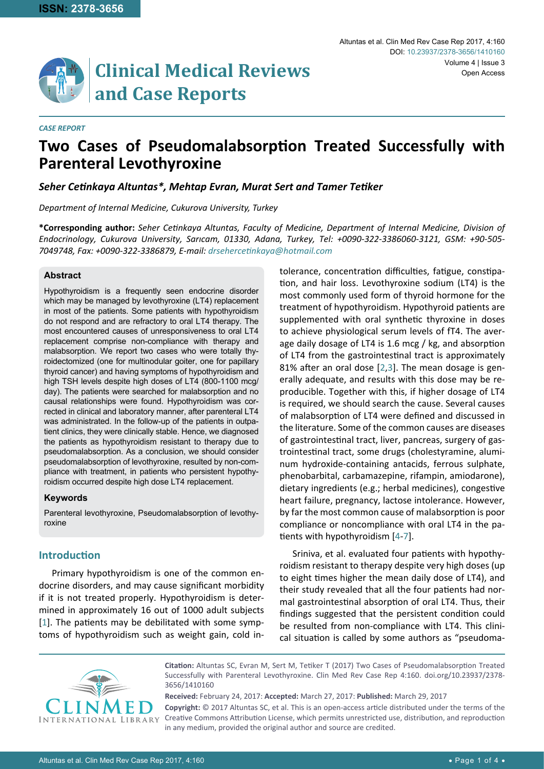*CASE REPORT*

# Two Cases of Pseudomalabsorption Treated Successfully with Parenteral Levothyroxine

***Seher Cetinkaya Altuntas\*, Mehtap Evran, Murat Sert and Tamer Tetiker***

*Department of Internal Medicine, Cukurova University, Turkey*

**\*Corresponding author:** *Seher Cetinkaya Altuntas, Faculty of Medicine, Department of Internal Medicine, Division of Endocrinology, Cukurova University, Sarıcam, 01330, Adana, Turkey, Tel: +0090-322-3386060-3121, GSM: +90-505-7049748, Fax: +0090-322-3386879, E-mail: drsehercetinkaya@hotmail.com*

### Abstract

Hypothyroidism is a frequently seen endocrine disorder which may be managed by levothyroxine (LT4) replacement in most of the patients. Some patients with hypothyroidism do not respond and are refractory to oral LT4 therapy. The most encountered causes of unresponsiveness to oral LT4 replacement comprise non-compliance with therapy and malabsorption. We report two cases who were totally thyroidectomized (one for multinodular goiter, one for papillary thyroid cancer) and having symptoms of hypothyroidism and high TSH levels despite high doses of LT4 (800-1100 mcg/day). The patients were searched for malabsorption and no causal relationships were found. Hypothyroidism was corrected in clinical and laboratory manner, after parenteral LT4 was administrated. In the follow-up of the patients in outpatient clinics, they were clinically stable. Hence, we diagnosed the patients as hypothyroidism resistant to therapy due to pseudomalabsorption. As a conclusion, we should consider pseudomalabsorption of levothyroxine, resulted by non-compliance with treatment, in patients who persistent hypothyroidism occurred despite high dose LT4 replacement.

### Keywords

Parenteral levothyroxine, Pseudomalabsorption of levothyroxine

## Introduction

Primary hypothyroidism is one of the common endocrine disorders, and may cause significant morbidity if it is not treated properly. Hypothyroidism is determined in approximately 16 out of 1000 adult subjects [1]. The patients may be debilitated with some symptoms of hypothyroidism such as weight gain, cold intolerance, concentration difficulties, fatigue, constipation, and hair loss. Levothyroxine sodium (LT4) is the most commonly used form of thyroid hormone for the treatment of hypothyroidism. Hypothyroid patients are supplemented with oral synthetic thyroxine in doses to achieve physiological serum levels of fT4. The average daily dosage of LT4 is 1.6 mcg / kg, and absorption of LT4 from the gastrointestinal tract is approximately 81% after an oral dose [2,3]. The mean dosage is generally adequate, and results with this dose may be reproducible. Together with this, if higher dosage of LT4 is required, we should search the cause. Several causes of malabsorption of LT4 were defined and discussed in the literature. Some of the common causes are diseases of gastrointestinal tract, liver, pancreas, surgery of gastrointestinal tract, some drugs (cholestyramine, aluminum hydroxide-containing antacids, ferrous sulphate, phenobarbital, carbamazepine, rifampin, amiodarone), dietary ingredients (e.g.; herbal medicines), congestive heart failure, pregnancy, lactose intolerance. However, by far the most common cause of malabsorption is poor compliance or noncompliance with oral LT4 in the patients with hypothyroidism [4-7].

Sriniva, et al. evaluated four patients with hypothyroidism resistant to therapy despite very high doses (up to eight times higher the mean daily dose of LT4), and their study revealed that all the four patients had normal gastrointestinal absorption of oral LT4. Thus, their findings suggested that the persistent condition could be resulted from non-compliance with LT4. This clinical situation is called by some authors as "pseudoma-

**Citation:** Altuntas SC, Evran M, Sert M, Tetiker T (2017) Two Cases of Pseudomalabsorption Treated Successfully with Parenteral Levothyroxine. Clin Med Rev Case Rep 4:160. doi.org/10.23937/2378-3656/1410160

**Received:** February 24, 2017: **Accepted:** March 27, 2017: **Published:** March 29, 2017

**Copyright:** © 2017 Altuntas SC, et al. This is an open-access article distributed under the terms of the Creative Commons Attribution License, which permits unrestricted use, distribution, and reproduction in any medium, provided the original author and source are credited.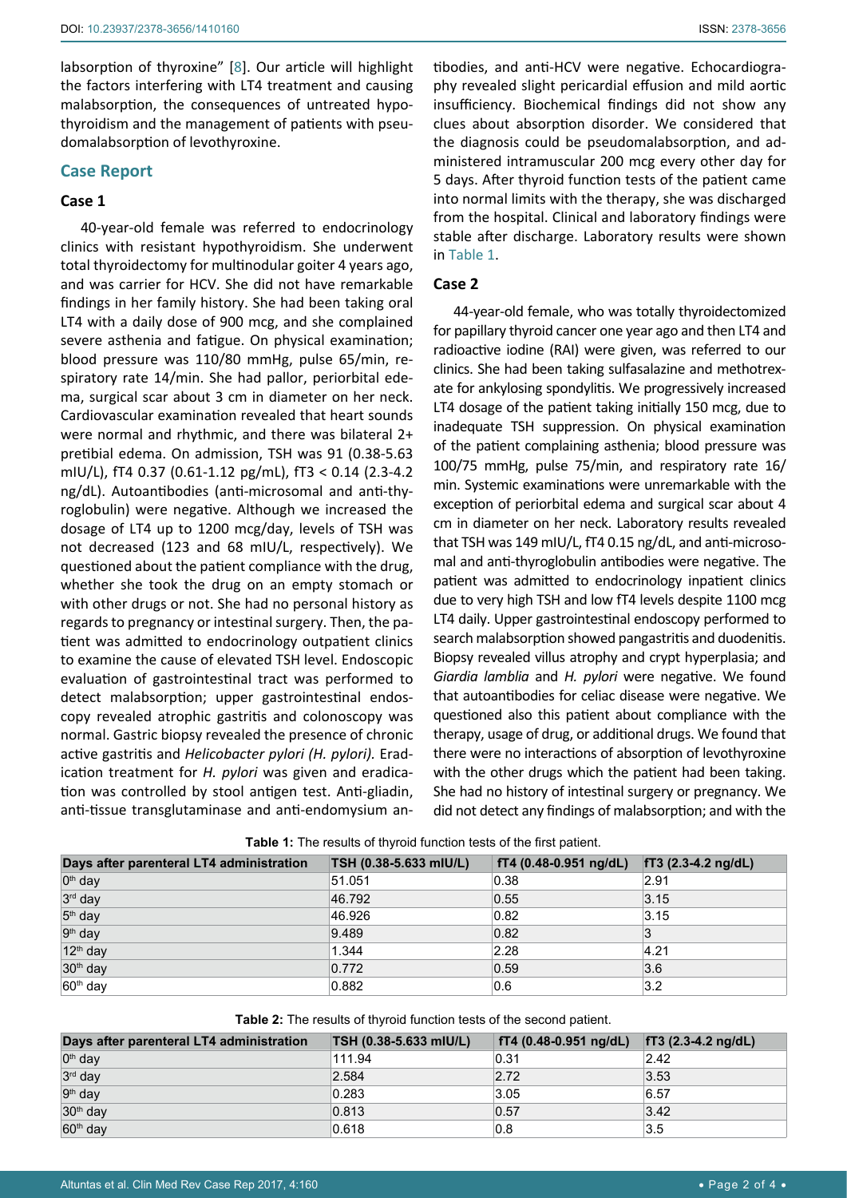labsorption of thyroxine" [8]. Our article will highlight the factors interfering with LT4 treatment and causing malabsorption, the consequences of untreated hypothyroidism and the management of patients with pseudomalabsorption of levothyroxine.

## Case Report

### Case 1

40-year-old female was referred to endocrinology clinics with resistant hypothyroidism. She underwent total thyroidectomy for multinodular goiter 4 years ago, and was carrier for HCV. She did not have remarkable findings in her family history. She had been taking oral LT4 with a daily dose of 900 mcg, and she complained severe asthenia and fatigue. On physical examination; blood pressure was 110/80 mmHg, pulse 65/min, respiratory rate 14/min. She had pallor, periorbital edema, surgical scar about 3 cm in diameter on her neck. Cardiovascular examination revealed that heart sounds were normal and rhythmic, and there was bilateral 2+ pretibial edema. On admission, TSH was 91 (0.38-5.63 mIU/L), fT4 0.37 (0.61-1.12 pg/mL), fT3 < 0.14 (2.3-4.2 ng/dL). Autoantibodies (anti-microsomal and anti-thyroglobulin) were negative. Although we increased the dosage of LT4 up to 1200 mcg/day, levels of TSH was not decreased (123 and 68 mIU/L, respectively). We questioned about the patient compliance with the drug, whether she took the drug on an empty stomach or with other drugs or not. She had no personal history as regards to pregnancy or intestinal surgery. Then, the patient was admitted to endocrinology outpatient clinics to examine the cause of elevated TSH level. Endoscopic evaluation of gastrointestinal tract was performed to detect malabsorption; upper gastrointestinal endoscopy revealed atrophic gastritis and colonoscopy was normal. Gastric biopsy revealed the presence of chronic active gastritis and *Helicobacter pylori (H. pylori)*. Eradication treatment for *H. pylori* was given and eradication was controlled by stool antigen test. Anti-gliadin, anti-tissue transglutaminase and anti-endomysium antibodies, and anti-HCV were negative. Echocardiography revealed slight pericardial effusion and mild aortic insufficiency. Biochemical findings did not show any clues about absorption disorder. We considered that the diagnosis could be pseudomalabsorption, and administered intramuscular 200 mcg every other day for 5 days. After thyroid function tests of the patient came into normal limits with the therapy, she was discharged from the hospital. Clinical and laboratory findings were stable after discharge. Laboratory results were shown in Table 1.

### Case 2

44-year-old female, who was totally thyroidectomized for papillary thyroid cancer one year ago and then LT4 and radioactive iodine (RAI) were given, was referred to our clinics. She had been taking sulfasalazine and methotrexate for ankylosing spondylitis. We progressively increased LT4 dosage of the patient taking initially 150 mcg, due to inadequate TSH suppression. On physical examination of the patient complaining asthenia; blood pressure was 100/75 mmHg, pulse 75/min, and respiratory rate 16/min. Systemic examinations were unremarkable with the exception of periorbital edema and surgical scar about 4 cm in diameter on her neck. Laboratory results revealed that TSH was 149 mIU/L, fT4 0.15 ng/dL, and anti-microsomal and anti-thyroglobulin antibodies were negative. The patient was admitted to endocrinology inpatient clinics due to very high TSH and low fT4 levels despite 1100 mcg LT4 daily. Upper gastrointestinal endoscopy performed to search malabsorption showed pangastritis and duodenitis. Biopsy revealed villus atrophy and crypt hyperplasia; and *Giardia lamblia* and *H. pylori* were negative. We found that autoantibodies for celiac disease were negative. We questioned also this patient about compliance with the therapy, usage of drug, or additional drugs. We found that there were no interactions of absorption of levothyroxine with the other drugs which the patient had been taking. She had no history of intestinal surgery or pregnancy. We did not detect any findings of malabsorption; and with the

**Table 1:** The results of thyroid function tests of the first patient.

| Days after parenteral LT4 administration | TSH (0.38-5.633 mIU/L) | fT4 (0.48-0.951 ng/dL) | fT3 (2.3-4.2 ng/dL) |
|---|---|---|---|
| 0th day | 51.051 | 0.38 | 2.91 |
| 3rd day | 46.792 | 0.55 | 3.15 |
| 5th day | 46.926 | 0.82 | 3.15 |
| 9th day | 9.489 | 0.82 | 3 |
| 12th day | 1.344 | 2.28 | 4.21 |
| 30th day | 0.772 | 0.59 | 3.6 |
| 60th day | 0.882 | 0.6 | 3.2 |

**Table 2:** The results of thyroid function tests of the second patient.

| Days after parenteral LT4 administration | TSH (0.38-5.633 mIU/L) | fT4 (0.48-0.951 ng/dL) | fT3 (2.3-4.2 ng/dL) |
|---|---|---|---|
| 0th day | 111.94 | 0.31 | 2.42 |
| 3rd day | 2.584 | 2.72 | 3.53 |
| 9th day | 0.283 | 3.05 | 6.57 |
| 30th day | 0.813 | 0.57 | 3.42 |
| 60th day | 0.618 | 0.8 | 3.5 |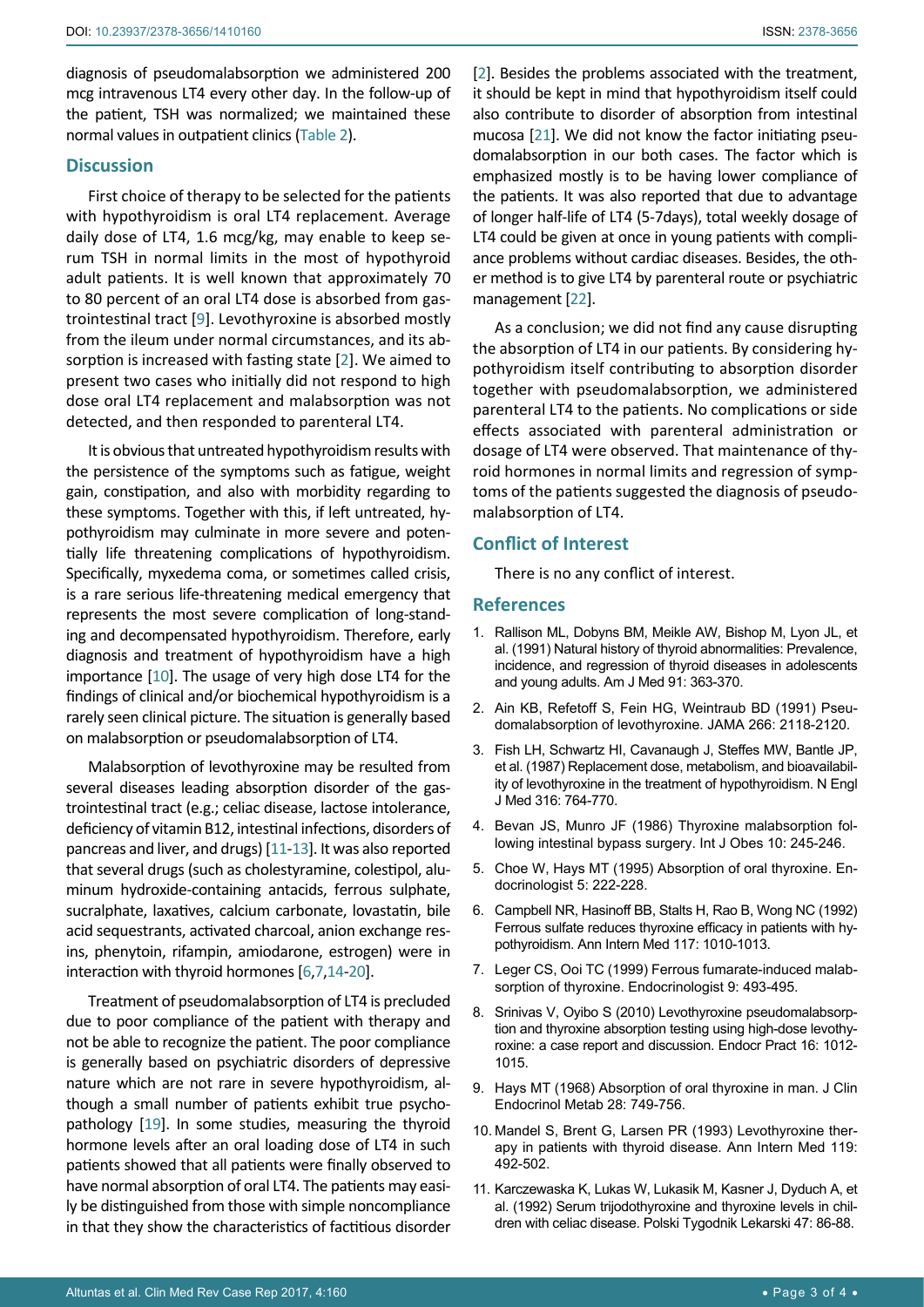diagnosis of pseudomalabsorption we administered 200 mcg intravenous LT4 every other day. In the follow-up of the patient, TSH was normalized; we maintained these normal values in outpatient clinics (Table 2).

## Discussion

First choice of therapy to be selected for the patients with hypothyroidism is oral LT4 replacement. Average daily dose of LT4, 1.6 mcg/kg, may enable to keep serum TSH in normal limits in the most of hypothyroid adult patients. It is well known that approximately 70 to 80 percent of an oral LT4 dose is absorbed from gastrointestinal tract [9]. Levothyroxine is absorbed mostly from the ileum under normal circumstances, and its absorption is increased with fasting state [2]. We aimed to present two cases who initially did not respond to high dose oral LT4 replacement and malabsorption was not detected, and then responded to parenteral LT4.

It is obvious that untreated hypothyroidism results with the persistence of the symptoms such as fatigue, weight gain, constipation, and also with morbidity regarding to these symptoms. Together with this, if left untreated, hypothyroidism may culminate in more severe and potentially life threatening complications of hypothyroidism. Specifically, myxedema coma, or sometimes called crisis, is a rare serious life-threatening medical emergency that represents the most severe complication of long-standing and decompensated hypothyroidism. Therefore, early diagnosis and treatment of hypothyroidism have a high importance [10]. The usage of very high dose LT4 for the findings of clinical and/or biochemical hypothyroidism is a rarely seen clinical picture. The situation is generally based on malabsorption or pseudomalabsorption of LT4.

Malabsorption of levothyroxine may be resulted from several diseases leading absorption disorder of the gastrointestinal tract (e.g.; celiac disease, lactose intolerance, deficiency of vitamin B12, intestinal infections, disorders of pancreas and liver, and drugs) [11-13]. It was also reported that several drugs (such as cholestyramine, colestipol, aluminum hydroxide-containing antacids, ferrous sulphate, sucralphate, laxatives, calcium carbonate, lovastatin, bile acid sequestrants, activated charcoal, anion exchange resins, phenytoin, rifampin, amiodarone, estrogen) were in interaction with thyroid hormones [6,7,14-20].

Treatment of pseudomalabsorption of LT4 is precluded due to poor compliance of the patient with therapy and not be able to recognize the patient. The poor compliance is generally based on psychiatric disorders of depressive nature which are not rare in severe hypothyroidism, although a small number of patients exhibit true psychopathology [19]. In some studies, measuring the thyroid hormone levels after an oral loading dose of LT4 in such patients showed that all patients were finally observed to have normal absorption of oral LT4. The patients may easily be distinguished from those with simple noncompliance in that they show the characteristics of factitious disorder [2]. Besides the problems associated with the treatment, it should be kept in mind that hypothyroidism itself could also contribute to disorder of absorption from intestinal mucosa [21]. We did not know the factor initiating pseudomalabsorption in our both cases. The factor which is emphasized mostly is to be having lower compliance of the patients. It was also reported that due to advantage of longer half-life of LT4 (5-7days), total weekly dosage of LT4 could be given at once in young patients with compliance problems without cardiac diseases. Besides, the other method is to give LT4 by parenteral route or psychiatric management [22].

As a conclusion; we did not find any cause disrupting the absorption of LT4 in our patients. By considering hypothyroidism itself contributing to absorption disorder together with pseudomalabsorption, we administered parenteral LT4 to the patients. No complications or side effects associated with parenteral administration or dosage of LT4 were observed. That maintenance of thyroid hormones in normal limits and regression of symptoms of the patients suggested the diagnosis of pseudomalabsorption of LT4.

## Conflict of Interest

There is no any conflict of interest.

## References

1. Rallison ML, Dobyns BM, Meikle AW, Bishop M, Lyon JL, et al. (1991) Natural history of thyroid abnormalities: Prevalence, incidence, and regression of thyroid diseases in adolescents and young adults. Am J Med 91: 363-370.
2. Ain KB, Refetoff S, Fein HG, Weintraub BD (1991) Pseudomalabsorption of levothyroxine. JAMA 266: 2118-2120.
3. Fish LH, Schwartz HI, Cavanaugh J, Steffes MW, Bantle JP, et al. (1987) Replacement dose, metabolism, and bioavailability of levothyroxine in the treatment of hypothyroidism. N Engl J Med 316: 764-770.
4. Bevan JS, Munro JF (1986) Thyroxine malabsorption following intestinal bypass surgery. Int J Obes 10: 245-246.
5. Choe W, Hays MT (1995) Absorption of oral thyroxine. Endocrinologist 5: 222-228.
6. Campbell NR, Hasinoff BB, Stalts H, Rao B, Wong NC (1992) Ferrous sulfate reduces thyroxine efficacy in patients with hypothyroidism. Ann Intern Med 117: 1010-1013.
7. Leger CS, Ooi TC (1999) Ferrous fumarate-induced malabsorption of thyroxine. Endocrinologist 9: 493-495.
8. Srinivas V, Oyibo S (2010) Levothyroxine pseudomalabsorption and thyroxine absorption testing using high-dose levothyroxine: a case report and discussion. Endocr Pract 16: 1012-1015.
9. Hays MT (1968) Absorption of oral thyroxine in man. J Clin Endocrinol Metab 28: 749-756.
10. Mandel S, Brent G, Larsen PR (1993) Levothyroxine therapy in patients with thyroid disease. Ann Intern Med 119: 492-502.
11. Karczewaska K, Lukas W, Lukasik M, Kasner J, Dyduch A, et al. (1992) Serum trijodothyroxine and thyroxine levels in children with celiac disease. Polski Tygodnik Lekarski 47: 86-88.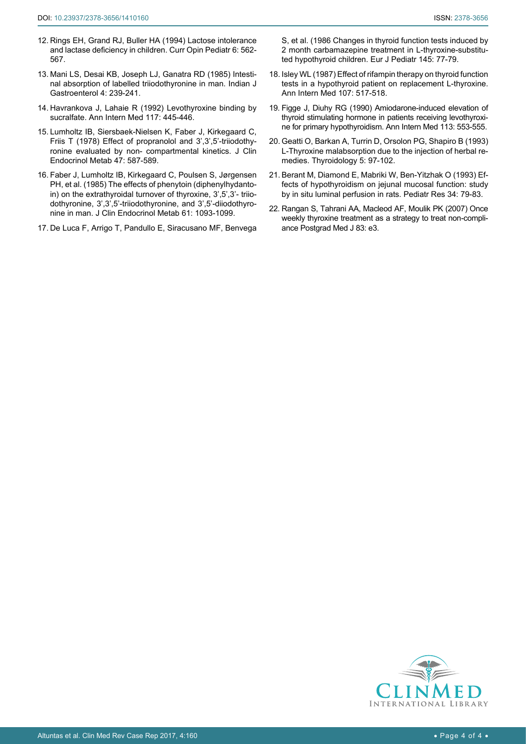12. Rings EH, Grand RJ, Buller HA (1994) Lactose intolerance and lactase deficiency in children. Curr Opin Pediatr 6: 562-567.
13. Mani LS, Desai KB, Joseph LJ, Ganatra RD (1985) Intestinal absorption of labelled triiodothyronine in man. Indian J Gastroenterol 4: 239-241.
14. Havrankova J, Lahaie R (1992) Levothyroxine binding by sucralfate. Ann Intern Med 117: 445-446.
15. Lumholtz IB, Siersbaek-Nielsen K, Faber J, Kirkegaard C, Friis T (1978) Effect of propranolol and 3',3',5'-triiodothyronine evaluated by non- compartmental kinetics. J Clin Endocrinol Metab 47: 587-589.
16. Faber J, Lumholtz IB, Kirkegaard C, Poulsen S, Jørgensen PH, et al. (1985) The effects of phenytoin (diphenylhydantoin) on the extrathyroidal turnover of thyroxine, 3',5',3'- triiodothyronine, 3',3',5'-triiodothyronine, and 3',5'-diiodothyronine in man. J Clin Endocrinol Metab 61: 1093-1099.
17. De Luca F, Arrigo T, Pandullo E, Siracusano MF, Benvega S, et al. (1986 Changes in thyroid function tests induced by 2 month carbamazepine treatment in L-thyroxine-substituted hypothyroid children. Eur J Pediatr 145: 77-79.
18. Isley WL (1987) Effect of rifampin therapy on thyroid function tests in a hypothyroid patient on replacement L-thyroxine. Ann Intern Med 107: 517-518.
19. Figge J, Diuhy RG (1990) Amiodarone-induced elevation of thyroid stimulating hormone in patients receiving levothyroxine for primary hypothyroidism. Ann Intern Med 113: 553-555.
20. Geatti O, Barkan A, Turrin D, Orsolon PG, Shapiro B (1993) L-Thyroxine malabsorption due to the injection of herbal remedies. Thyroidology 5: 97-102.
21. Berant M, Diamond E, Mabriki W, Ben-Yitzhak O (1993) Effects of hypothyroidism on jejunal mucosal function: study by in situ luminal perfusion in rats. Pediatr Res 34: 79-83.
22. Rangan S, Tahrani AA, Macleod AF, Moulik PK (2007) Once weekly thyroxine treatment as a strategy to treat non-compliance Postgrad Med J 83: e3.